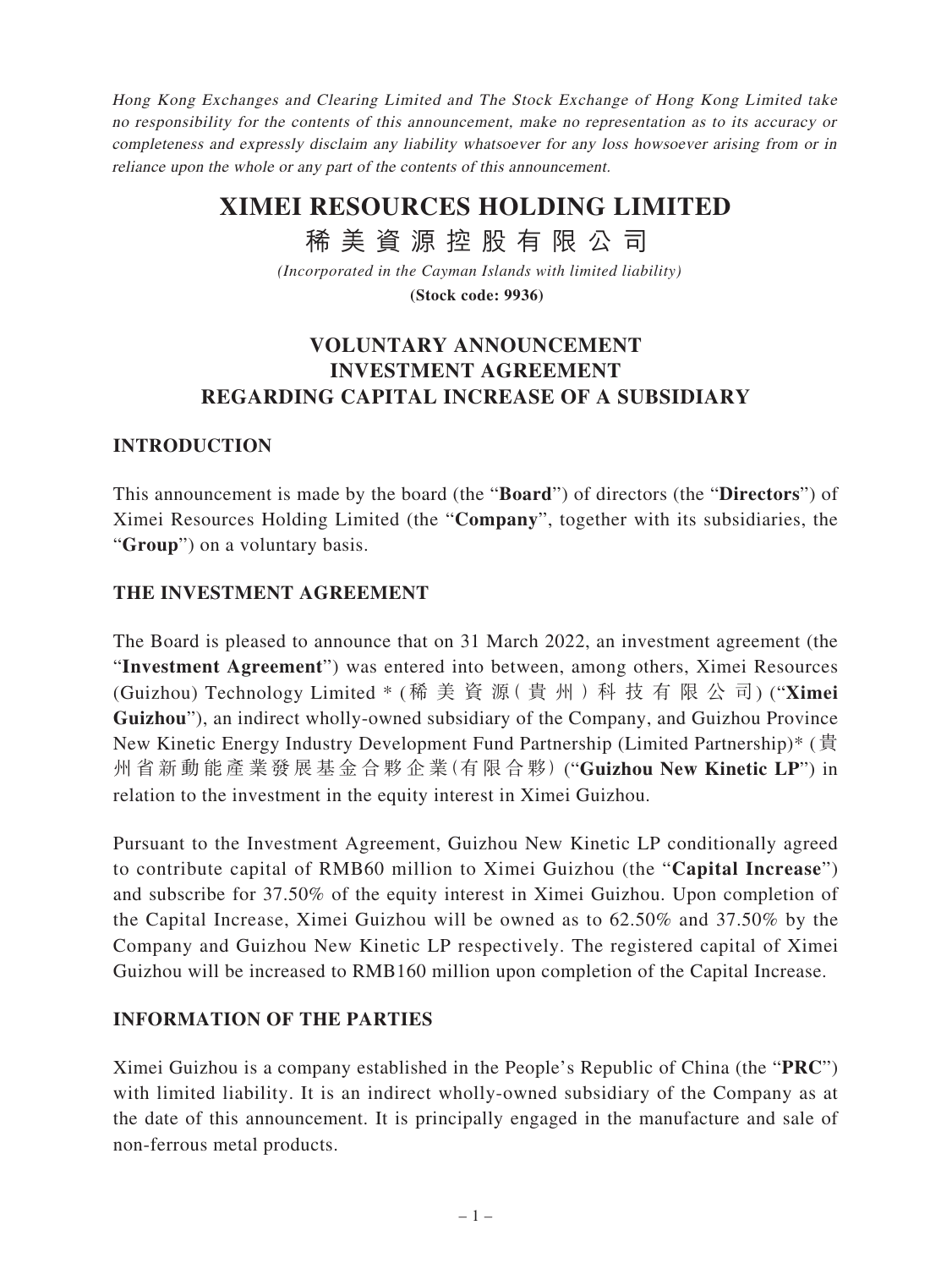*Hong Kong Exchanges and Clearing Limited and The Stock Exchange of Hong Kong Limited take no responsibility for the contents of this announcement, make no representation as to its accuracy or completeness and expressly disclaim any liability whatsoever for any loss howsoever arising from or in reliance upon the whole or any part of the contents of this announcement.*

# XIMEI RESOURCES HOLDING LIMITED

# 稀美資源控股有限公司

*(Incorporated in the Cayman Islands with limited liability)*

**(Stock code: 9936)**

## VOLUNTARY ANNOUNCEMENT INVESTMENT AGREEMENT REGARDING CAPITAL INCREASE OF A SUBSIDIARY

### INTRODUCTION

This announcement is made by the board (the "**Board**") of directors (the "**Directors**") of Ximei Resources Holding Limited (the "**Company**", together with its subsidiaries, the "**Group**") on a voluntary basis.

### THE INVESTMENT AGREEMENT

The Board is pleased to announce that on 31 March 2022, an investment agreement (the "**Investment Agreement**") was entered into between, among others, Ximei Resources (Guizhou) Technology Limited * (稀美資源(貴州)科技有限公司) ("**Ximei Guizhou**"), an indirect wholly-owned subsidiary of the Company, and Guizhou Province New Kinetic Energy Industry Development Fund Partnership (Limited Partnership)* (貴州省新動能產業發展基金合夥企業(有限合夥)) ("**Guizhou New Kinetic LP**") in relation to the investment in the equity interest in Ximei Guizhou.

Pursuant to the Investment Agreement, Guizhou New Kinetic LP conditionally agreed to contribute capital of RMB60 million to Ximei Guizhou (the "**Capital Increase**") and subscribe for 37.50% of the equity interest in Ximei Guizhou. Upon completion of the Capital Increase, Ximei Guizhou will be owned as to 62.50% and 37.50% by the Company and Guizhou New Kinetic LP respectively. The registered capital of Ximei Guizhou will be increased to RMB160 million upon completion of the Capital Increase.

### INFORMATION OF THE PARTIES

Ximei Guizhou is a company established in the People's Republic of China (the "**PRC**") with limited liability. It is an indirect wholly-owned subsidiary of the Company as at the date of this announcement. It is principally engaged in the manufacture and sale of non-ferrous metal products.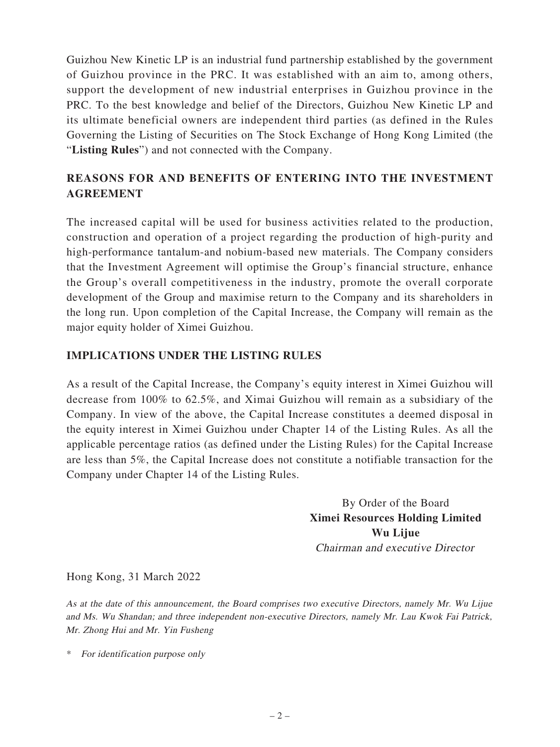Guizhou New Kinetic LP is an industrial fund partnership established by the government of Guizhou province in the PRC. It was established with an aim to, among others, support the development of new industrial enterprises in Guizhou province in the PRC. To the best knowledge and belief of the Directors, Guizhou New Kinetic LP and its ultimate beneficial owners are independent third parties (as defined in the Rules Governing the Listing of Securities on The Stock Exchange of Hong Kong Limited (the "**Listing Rules**") and not connected with the Company.

## REASONS FOR AND BENEFITS OF ENTERING INTO THE INVESTMENT AGREEMENT

The increased capital will be used for business activities related to the production, construction and operation of a project regarding the production of high-purity and high-performance tantalum-and nobium-based new materials. The Company considers that the Investment Agreement will optimise the Group's financial structure, enhance the Group's overall competitiveness in the industry, promote the overall corporate development of the Group and maximise return to the Company and its shareholders in the long run. Upon completion of the Capital Increase, the Company will remain as the major equity holder of Ximei Guizhou.

## IMPLICATIONS UNDER THE LISTING RULES

As a result of the Capital Increase, the Company's equity interest in Ximei Guizhou will decrease from 100% to 62.5%, and Ximai Guizhou will remain as a subsidiary of the Company. In view of the above, the Capital Increase constitutes a deemed disposal in the equity interest in Ximei Guizhou under Chapter 14 of the Listing Rules. As all the applicable percentage ratios (as defined under the Listing Rules) for the Capital Increase are less than 5%, the Capital Increase does not constitute a notifiable transaction for the Company under Chapter 14 of the Listing Rules.

By Order of the Board
**Ximei Resources Holding Limited**
**Wu Lijue**
*Chairman and executive Director*

Hong Kong, 31 March 2022

*As at the date of this announcement, the Board comprises two executive Directors, namely Mr. Wu Lijue and Ms. Wu Shandan; and three independent non-executive Directors, namely Mr. Lau Kwok Fai Patrick, Mr. Zhong Hui and Mr. Yin Fusheng*

\* *For identification purpose only*